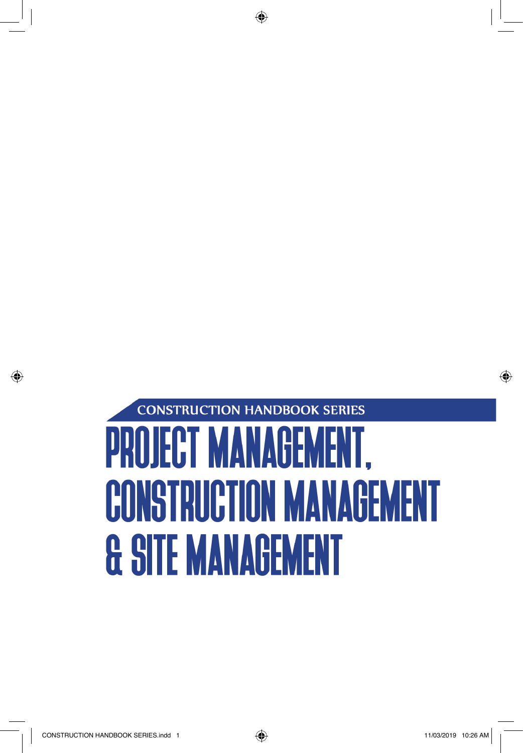CONSTRUCTION HANDBOOK SERIES

# PROJECT MANAGEMENT, CONSTRUCTION MANAGEMENT & SITE MANAGEMENT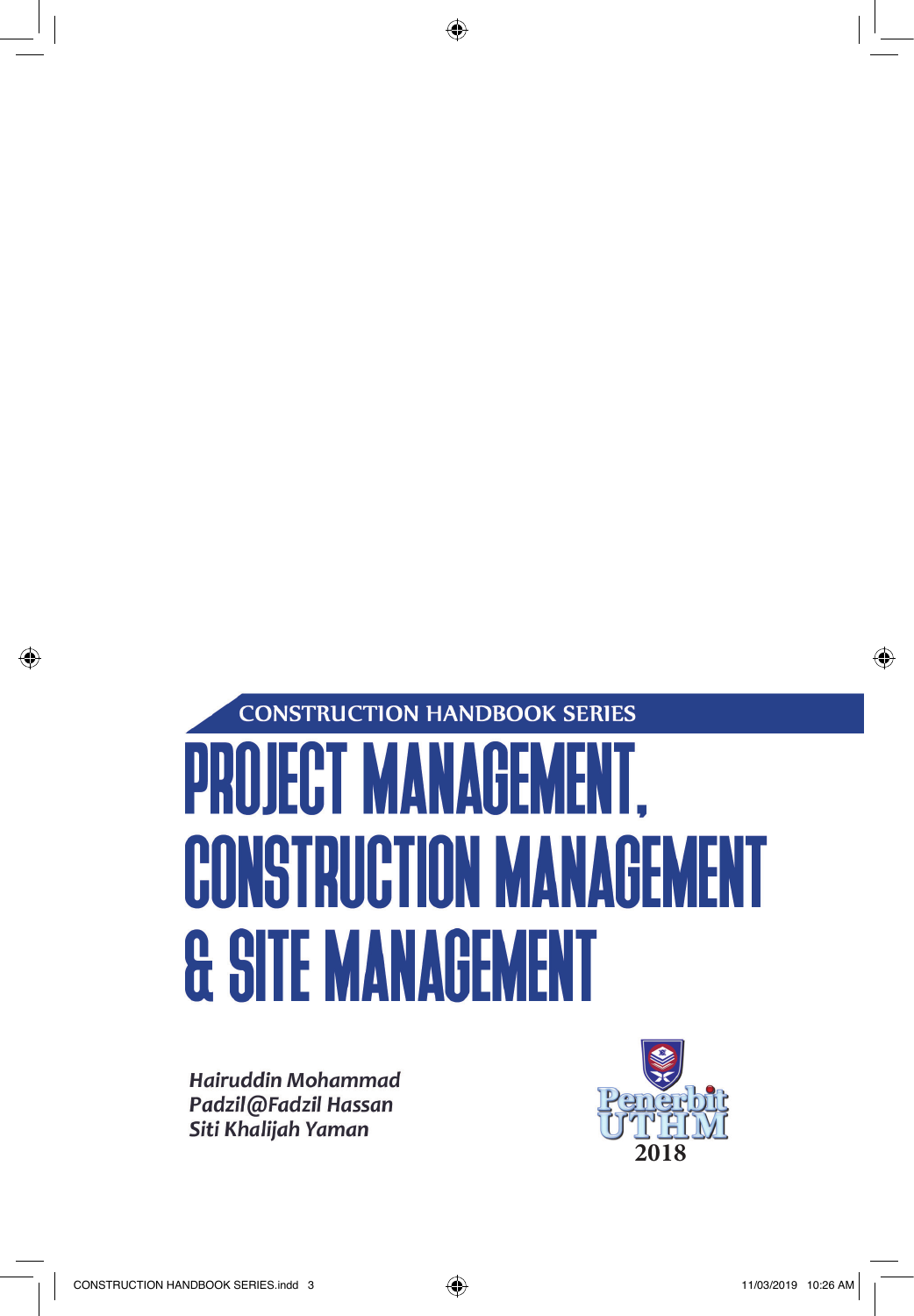CONSTRUCTION HANDBOOK SERIES

# PROJECT MANAGEMENT, CONSTRUCTION MANAGEMENT & SITE MANAGEMENT

*Hairuddin Mohammad*
*Padzil@Fadzil Hassan*
*Siti Khalijah Yaman*

Penerbit UTHM
2018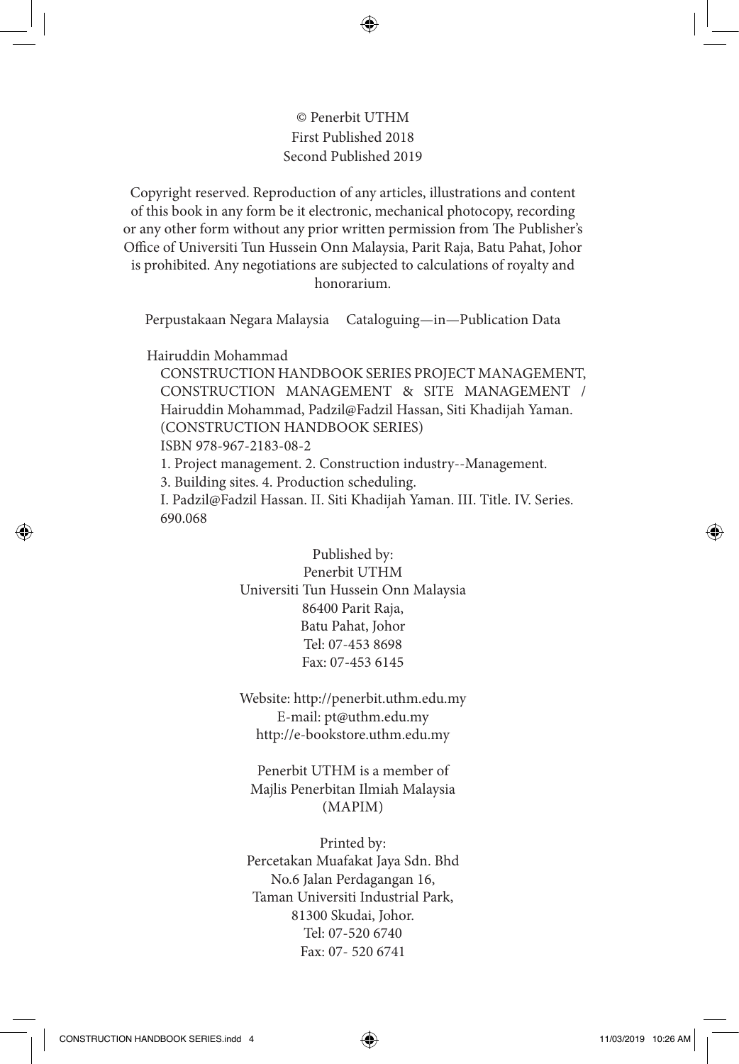© Penerbit UTHM
First Published 2018
Second Published 2019

Copyright reserved. Reproduction of any articles, illustrations and content of this book in any form be it electronic, mechanical photocopy, recording or any other form without any prior written permission from The Publisher's Office of Universiti Tun Hussein Onn Malaysia, Parit Raja, Batu Pahat, Johor is prohibited. Any negotiations are subjected to calculations of royalty and honorarium.

Perpustakaan Negara Malaysia    Cataloguing—in—Publication Data

Hairuddin Mohammad
CONSTRUCTION HANDBOOK SERIES PROJECT MANAGEMENT, CONSTRUCTION MANAGEMENT & SITE MANAGEMENT / Hairuddin Mohammad, Padzil@Fadzil Hassan, Siti Khadijah Yaman.
(CONSTRUCTION HANDBOOK SERIES)
ISBN 978-967-2183-08-2
1. Project management. 2. Construction industry--Management.
3. Building sites. 4. Production scheduling.
I. Padzil@Fadzil Hassan. II. Siti Khadijah Yaman. III. Title. IV. Series.
690.068

Published by:
Penerbit UTHM
Universiti Tun Hussein Onn Malaysia
86400 Parit Raja,
Batu Pahat, Johor
Tel: 07-453 8698
Fax: 07-453 6145

Website: http://penerbit.uthm.edu.my
E-mail: pt@uthm.edu.my
http://e-bookstore.uthm.edu.my

Penerbit UTHM is a member of
Majlis Penerbitan Ilmiah Malaysia
(MAPIM)

Printed by:
Percetakan Muafakat Jaya Sdn. Bhd
No.6 Jalan Perdagangan 16,
Taman Universiti Industrial Park,
81300 Skudai, Johor.
Tel: 07-520 6740
Fax: 07- 520 6741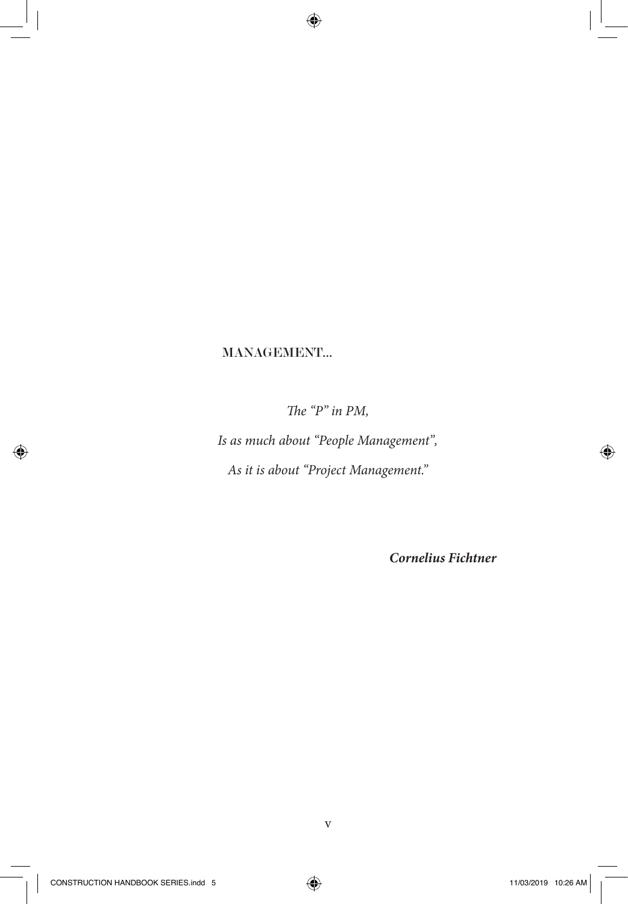MANAGEMENT...

*The "P" in PM,*

*Is as much about "People Management",*

*As it is about "Project Management."*

***Cornelius Fichtner***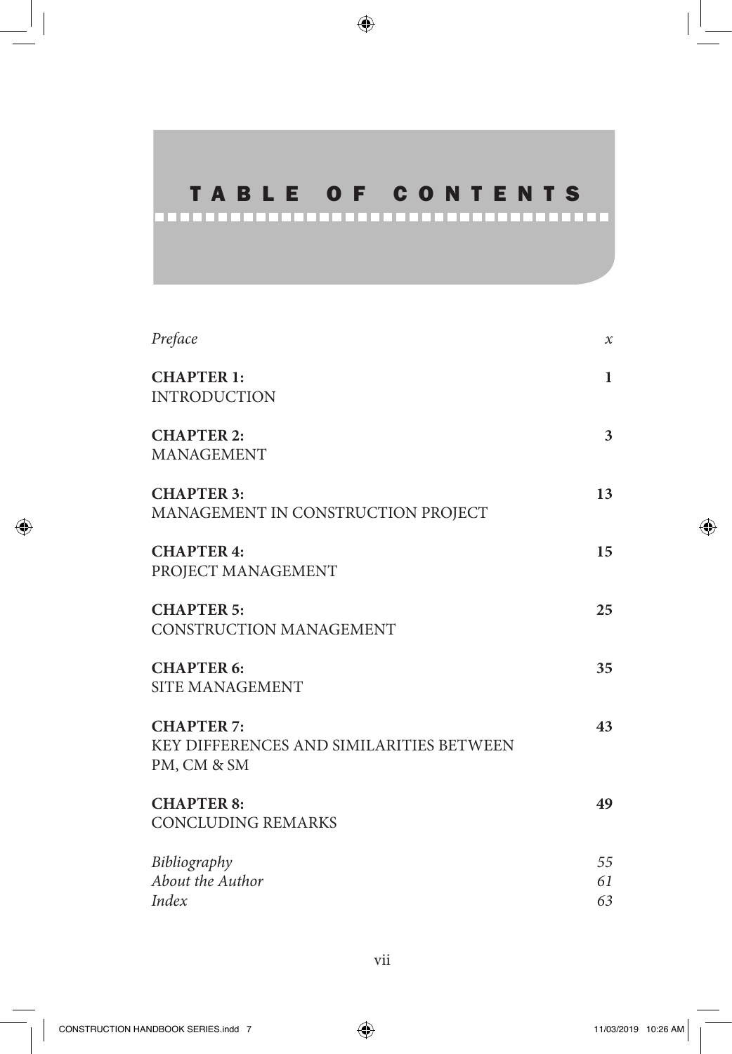# TABLE OF CONTENTS

| | |
|---|---|
| *Preface* | *x* |
| **CHAPTER 1:** INTRODUCTION | **1** |
| **CHAPTER 2:** MANAGEMENT | **3** |
| **CHAPTER 3:** MANAGEMENT IN CONSTRUCTION PROJECT | **13** |
| **CHAPTER 4:** PROJECT MANAGEMENT | **15** |
| **CHAPTER 5:** CONSTRUCTION MANAGEMENT | **25** |
| **CHAPTER 6:** SITE MANAGEMENT | **35** |
| **CHAPTER 7:** KEY DIFFERENCES AND SIMILARITIES BETWEEN PM, CM & SM | **43** |
| **CHAPTER 8:** CONCLUDING REMARKS | **49** |
| *Bibliography* | *55* |
| *About the Author* | *61* |
| *Index* | *63* |